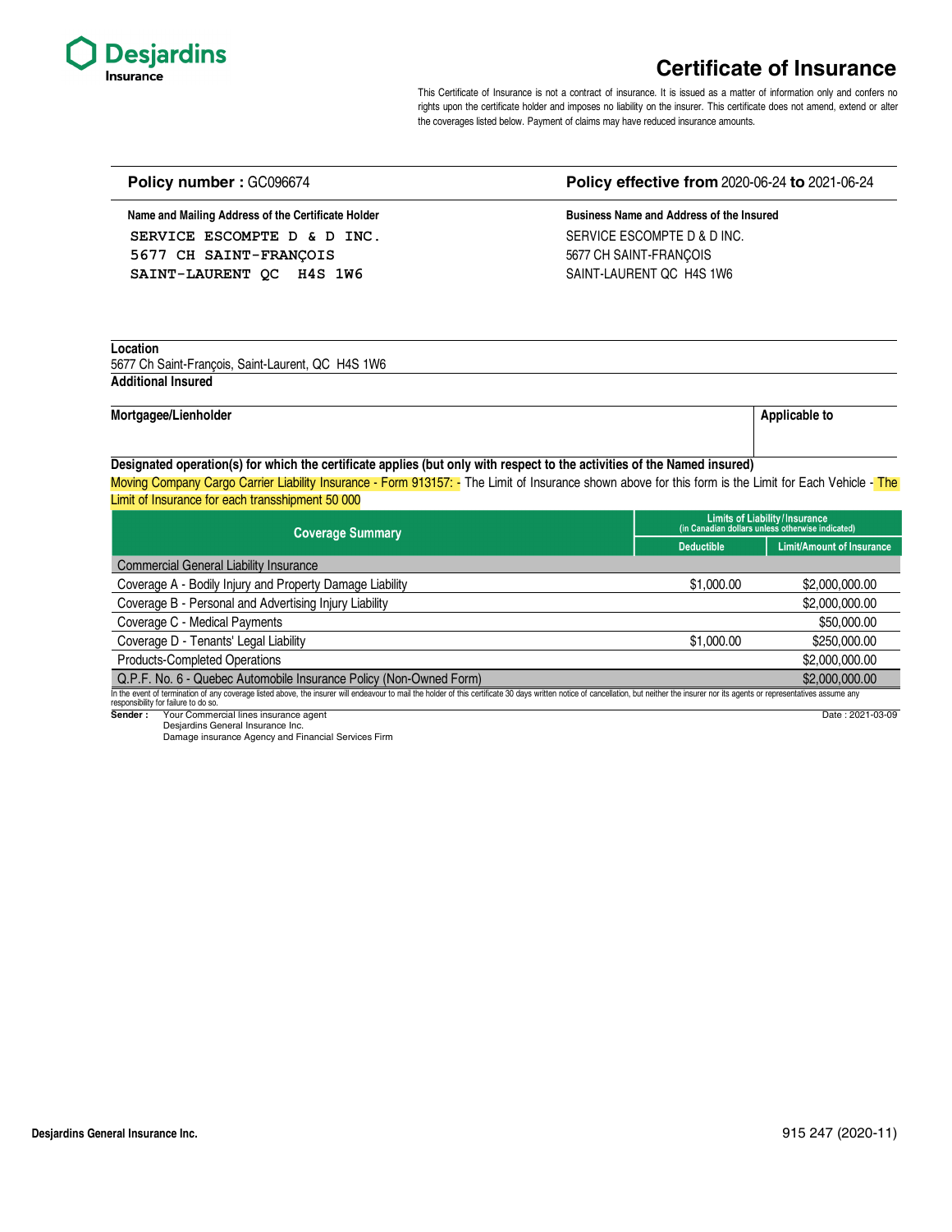Desjardins Insurance

# Certificate of Insurance

This Certificate of Insurance is not a contract of insurance. It is issued as a matter of information only and confers no rights upon the certificate holder and imposes no liability on the insurer. This certificate does not amend, extend or alter the coverages listed below. Payment of claims may have reduced insurance amounts.

**Policy number :** GC096674

**Policy effective from** 2020-06-24 **to** 2021-06-24

**Name and Mailing Address of the Certificate Holder**

SERVICE ESCOMPTE D & D INC.
5677 CH SAINT-FRANÇOIS
SAINT-LAURENT QC H4S 1W6

**Business Name and Address of the Insured**

SERVICE ESCOMPTE D & D INC.
5677 CH SAINT-FRANÇOIS
SAINT-LAURENT QC H4S 1W6

**Location**

5677 Ch Saint-François, Saint-Laurent, QC H4S 1W6

**Additional Insured**

**Mortgagee/Lienholder**

**Applicable to**

**Designated operation(s) for which the certificate applies (but only with respect to the activities of the Named insured)**

Moving Company Cargo Carrier Liability Insurance - Form 913157: - The Limit of Insurance shown above for this form is the Limit for Each Vehicle - The Limit of Insurance for each transshipment 50 000

| Coverage Summary | Limits of Liability/Insurance (in Canadian dollars unless otherwise indicated) | |
|---|---|---|
| | Deductible | Limit/Amount of Insurance |
| Commercial General Liability Insurance | | |
| Coverage A - Bodily Injury and Property Damage Liability | $1,000.00 | $2,000,000.00 |
| Coverage B - Personal and Advertising Injury Liability | | $2,000,000.00 |
| Coverage C - Medical Payments | | $50,000.00 |
| Coverage D - Tenants' Legal Liability | $1,000.00 | $250,000.00 |
| Products-Completed Operations | | $2,000,000.00 |
| Q.P.F. No. 6 - Quebec Automobile Insurance Policy (Non-Owned Form) | | $2,000,000.00 |

In the event of termination of any coverage listed above, the insurer will endeavour to mail the holder of this certificate 30 days written notice of cancellation, but neither the insurer nor its agents or representatives assume any responsibility for failure to do so.

**Sender :** Your Commercial lines insurance agent
Desjardins General Insurance Inc.
Damage insurance Agency and Financial Services Firm

Date : 2021-03-09

Desjardins General Insurance Inc.

915 247 (2020-11)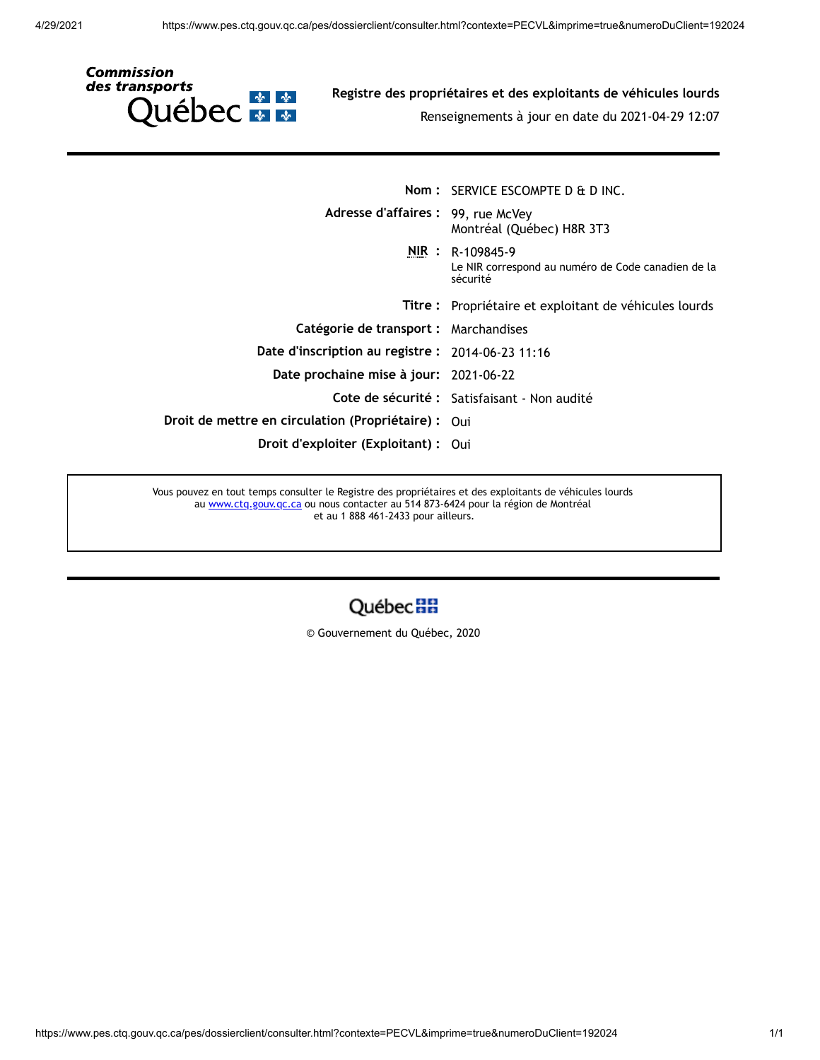Commission des transports Québec

**Registre des propriétaires et des exploitants de véhicules lourds**

Renseignements à jour en date du 2021-04-29 12:07

| | |
|---|---|
| **Nom :** | SERVICE ESCOMPTE D & D INC. |
| **Adresse d'affaires :** | 99, rue McVey<br>Montréal (Québec) H8R 3T3 |
| **NIR :** | R-109845-9<br>Le NIR correspond au numéro de Code canadien de la sécurité |
| **Titre :** | Propriétaire et exploitant de véhicules lourds |
| **Catégorie de transport :** | Marchandises |
| **Date d'inscription au registre :** | 2014-06-23 11:16 |
| **Date prochaine mise à jour:** | 2021-06-22 |
| **Cote de sécurité :** | Satisfaisant - Non audité |
| **Droit de mettre en circulation (Propriétaire) :** | Oui |
| **Droit d'exploiter (Exploitant) :** | Oui |

Vous pouvez en tout temps consulter le Registre des propriétaires et des exploitants de véhicules lourds au www.ctq.gouv.qc.ca ou nous contacter au 514 873-6424 pour la région de Montréal et au 1 888 461-2433 pour ailleurs.

Québec

© Gouvernement du Québec, 2020